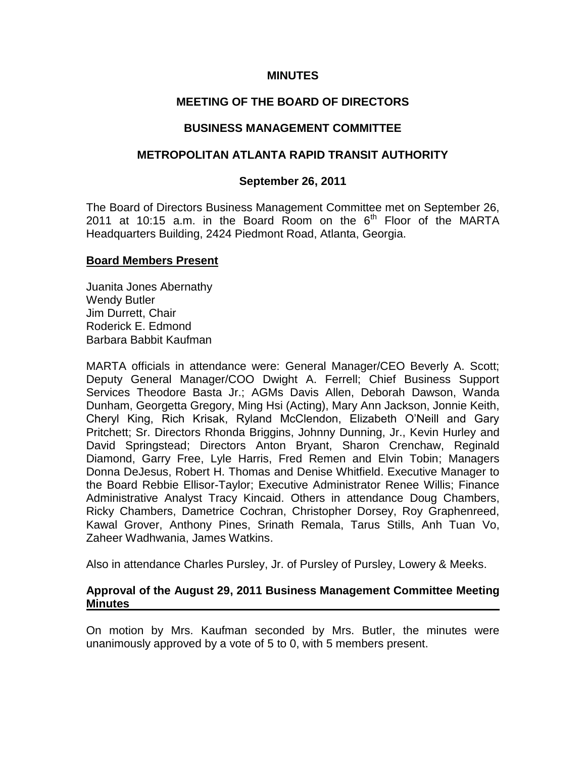**MINUTES**

**MEETING OF THE BOARD OF DIRECTORS**

**BUSINESS MANAGEMENT COMMITTEE**

**METROPOLITAN ATLANTA RAPID TRANSIT AUTHORITY**

**September 26, 2011**

The Board of Directors Business Management Committee met on September 26, 2011 at 10:15 a.m. in the Board Room on the 6th Floor of the MARTA Headquarters Building, 2424 Piedmont Road, Atlanta, Georgia.

**Board Members Present**

Juanita Jones Abernathy
Wendy Butler
Jim Durrett, Chair
Roderick E. Edmond
Barbara Babbit Kaufman

MARTA officials in attendance were: General Manager/CEO Beverly A. Scott; Deputy General Manager/COO Dwight A. Ferrell; Chief Business Support Services Theodore Basta Jr.; AGMs Davis Allen, Deborah Dawson, Wanda Dunham, Georgetta Gregory, Ming Hsi (Acting), Mary Ann Jackson, Jonnie Keith, Cheryl King, Rich Krisak, Ryland McClendon, Elizabeth O'Neill and Gary Pritchett; Sr. Directors Rhonda Briggins, Johnny Dunning, Jr., Kevin Hurley and David Springstead; Directors Anton Bryant, Sharon Crenchaw, Reginald Diamond, Garry Free, Lyle Harris, Fred Remen and Elvin Tobin; Managers Donna DeJesus, Robert H. Thomas and Denise Whitfield. Executive Manager to the Board Rebbie Ellisor-Taylor; Executive Administrator Renee Willis; Finance Administrative Analyst Tracy Kincaid. Others in attendance Doug Chambers, Ricky Chambers, Dametrice Cochran, Christopher Dorsey, Roy Graphenreed, Kawal Grover, Anthony Pines, Srinath Remala, Tarus Stills, Anh Tuan Vo, Zaheer Wadhwania, James Watkins.

Also in attendance Charles Pursley, Jr. of Pursley of Pursley, Lowery & Meeks.

**Approval of the August 29, 2011 Business Management Committee Meeting Minutes**

On motion by Mrs. Kaufman seconded by Mrs. Butler, the minutes were unanimously approved by a vote of 5 to 0, with 5 members present.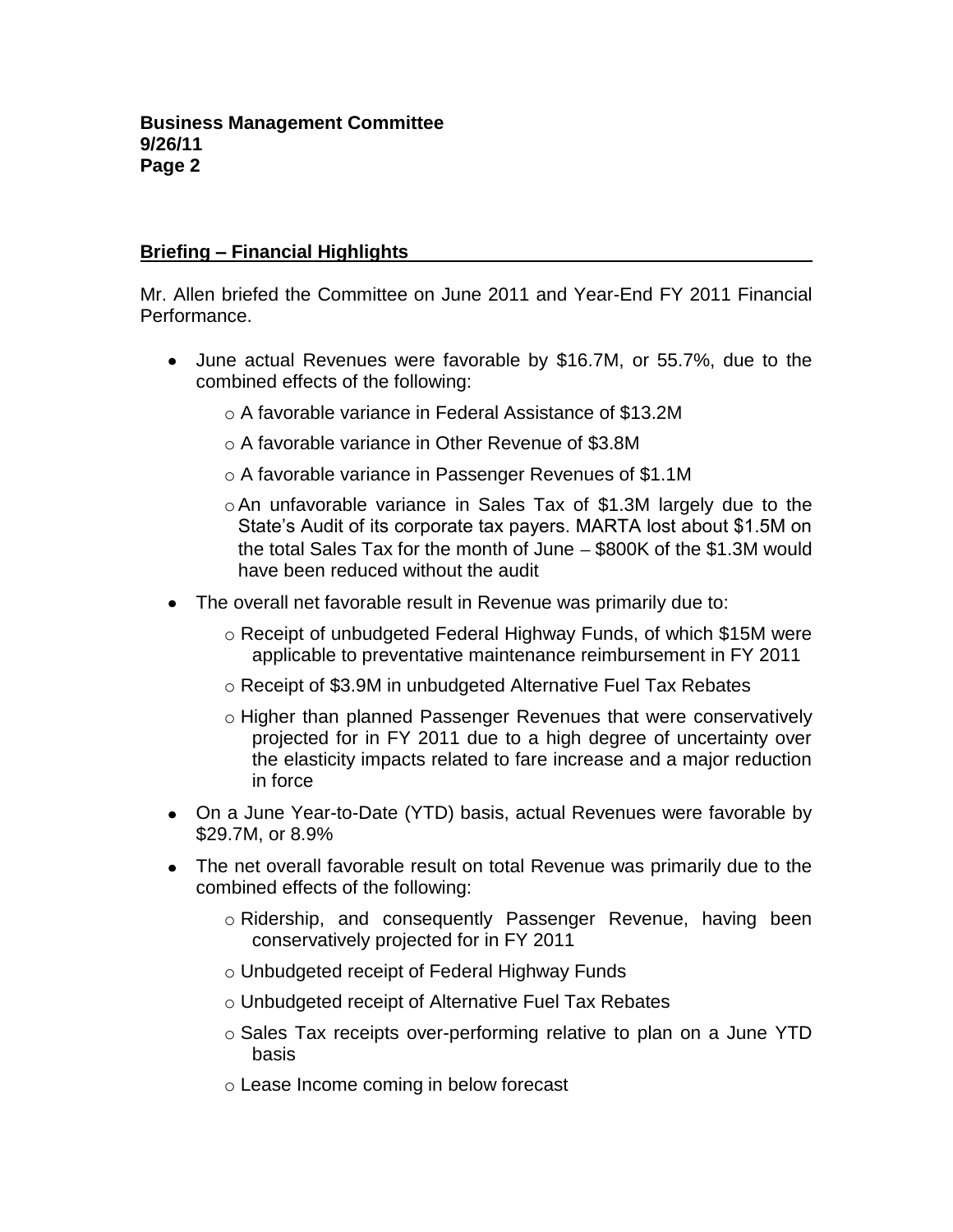## Briefing – Financial Highlights

Mr. Allen briefed the Committee on June 2011 and Year-End FY 2011 Financial Performance.

- June actual Revenues were favorable by $16.7M, or 55.7%, due to the combined effects of the following:
  - A favorable variance in Federal Assistance of $13.2M
  - A favorable variance in Other Revenue of $3.8M
  - A favorable variance in Passenger Revenues of $1.1M
  - An unfavorable variance in Sales Tax of $1.3M largely due to the State's Audit of its corporate tax payers. MARTA lost about $1.5M on the total Sales Tax for the month of June – $800K of the $1.3M would have been reduced without the audit
- The overall net favorable result in Revenue was primarily due to:
  - Receipt of unbudgeted Federal Highway Funds, of which $15M were applicable to preventative maintenance reimbursement in FY 2011
  - Receipt of $3.9M in unbudgeted Alternative Fuel Tax Rebates
  - Higher than planned Passenger Revenues that were conservatively projected for in FY 2011 due to a high degree of uncertainty over the elasticity impacts related to fare increase and a major reduction in force
- On a June Year-to-Date (YTD) basis, actual Revenues were favorable by $29.7M, or 8.9%
- The net overall favorable result on total Revenue was primarily due to the combined effects of the following:
  - Ridership, and consequently Passenger Revenue, having been conservatively projected for in FY 2011
  - Unbudgeted receipt of Federal Highway Funds
  - Unbudgeted receipt of Alternative Fuel Tax Rebates
  - Sales Tax receipts over-performing relative to plan on a June YTD basis
  - Lease Income coming in below forecast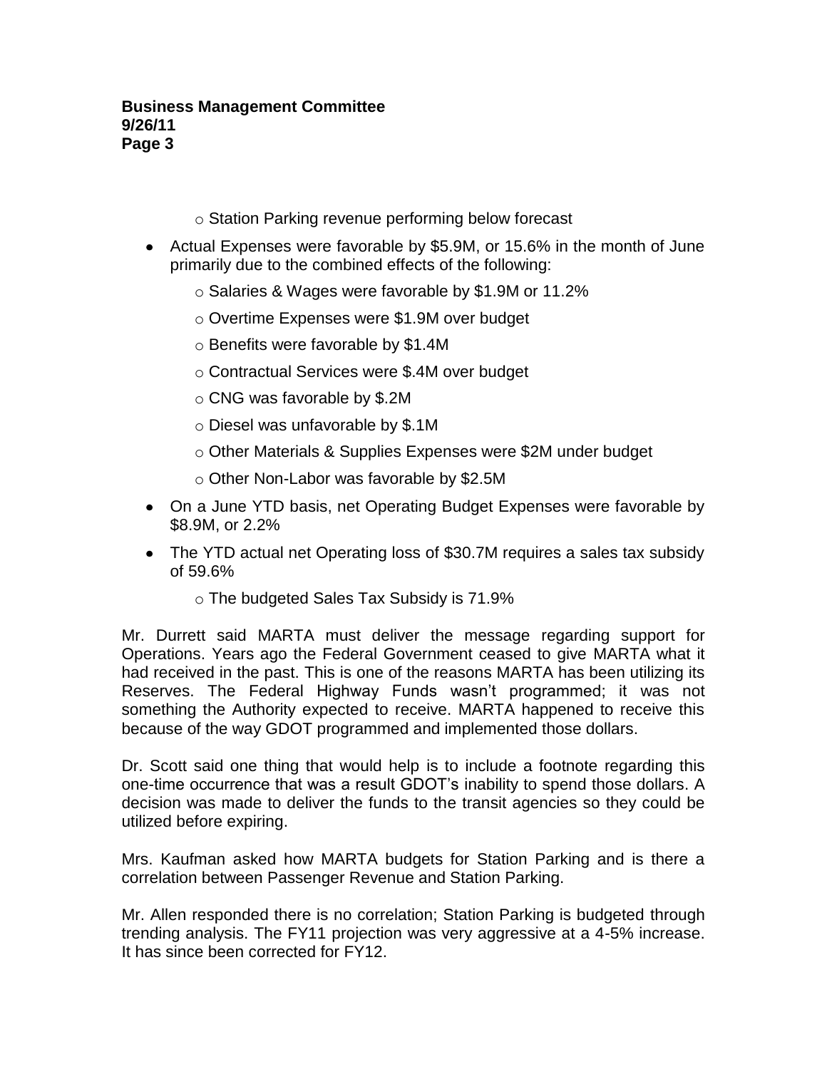- Station Parking revenue performing below forecast

- Actual Expenses were favorable by $5.9M, or 15.6% in the month of June primarily due to the combined effects of the following:
  - Salaries & Wages were favorable by $1.9M or 11.2%
  - Overtime Expenses were $1.9M over budget
  - Benefits were favorable by $1.4M
  - Contractual Services were $.4M over budget
  - CNG was favorable by $.2M
  - Diesel was unfavorable by $.1M
  - Other Materials & Supplies Expenses were $2M under budget
  - Other Non-Labor was favorable by $2.5M
- On a June YTD basis, net Operating Budget Expenses were favorable by $8.9M, or 2.2%
- The YTD actual net Operating loss of $30.7M requires a sales tax subsidy of 59.6%
  - The budgeted Sales Tax Subsidy is 71.9%

Mr. Durrett said MARTA must deliver the message regarding support for Operations. Years ago the Federal Government ceased to give MARTA what it had received in the past. This is one of the reasons MARTA has been utilizing its Reserves. The Federal Highway Funds wasn't programmed; it was not something the Authority expected to receive. MARTA happened to receive this because of the way GDOT programmed and implemented those dollars.

Dr. Scott said one thing that would help is to include a footnote regarding this one-time occurrence that was a result GDOT's inability to spend those dollars. A decision was made to deliver the funds to the transit agencies so they could be utilized before expiring.

Mrs. Kaufman asked how MARTA budgets for Station Parking and is there a correlation between Passenger Revenue and Station Parking.

Mr. Allen responded there is no correlation; Station Parking is budgeted through trending analysis. The FY11 projection was very aggressive at a 4-5% increase. It has since been corrected for FY12.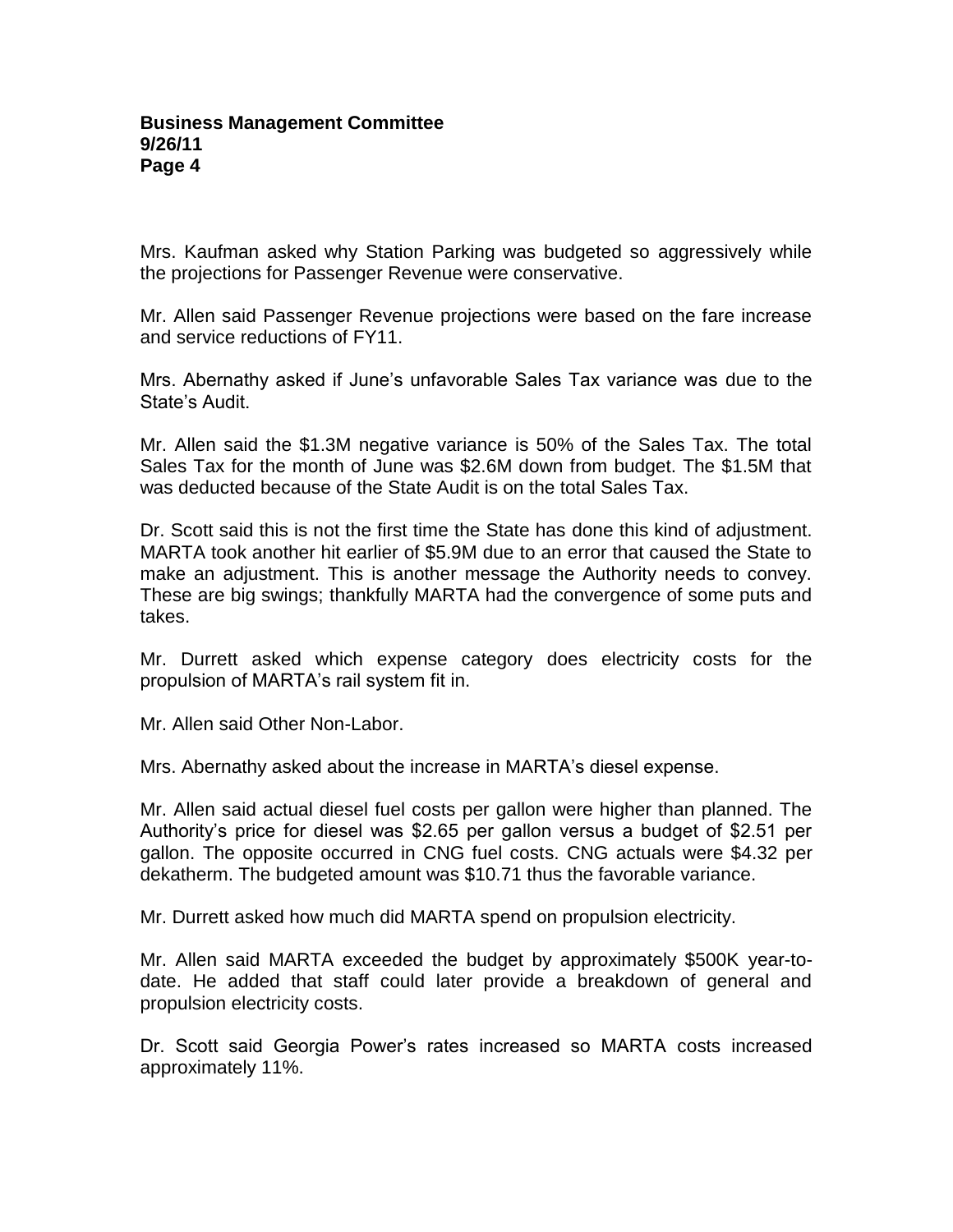Mrs. Kaufman asked why Station Parking was budgeted so aggressively while the projections for Passenger Revenue were conservative.

Mr. Allen said Passenger Revenue projections were based on the fare increase and service reductions of FY11.

Mrs. Abernathy asked if June's unfavorable Sales Tax variance was due to the State's Audit.

Mr. Allen said the $1.3M negative variance is 50% of the Sales Tax. The total Sales Tax for the month of June was $2.6M down from budget. The $1.5M that was deducted because of the State Audit is on the total Sales Tax.

Dr. Scott said this is not the first time the State has done this kind of adjustment. MARTA took another hit earlier of $5.9M due to an error that caused the State to make an adjustment. This is another message the Authority needs to convey. These are big swings; thankfully MARTA had the convergence of some puts and takes.

Mr. Durrett asked which expense category does electricity costs for the propulsion of MARTA's rail system fit in.

Mr. Allen said Other Non-Labor.

Mrs. Abernathy asked about the increase in MARTA's diesel expense.

Mr. Allen said actual diesel fuel costs per gallon were higher than planned. The Authority's price for diesel was $2.65 per gallon versus a budget of $2.51 per gallon. The opposite occurred in CNG fuel costs. CNG actuals were $4.32 per dekatherm. The budgeted amount was $10.71 thus the favorable variance.

Mr. Durrett asked how much did MARTA spend on propulsion electricity.

Mr. Allen said MARTA exceeded the budget by approximately $500K year-to-date. He added that staff could later provide a breakdown of general and propulsion electricity costs.

Dr. Scott said Georgia Power's rates increased so MARTA costs increased approximately 11%.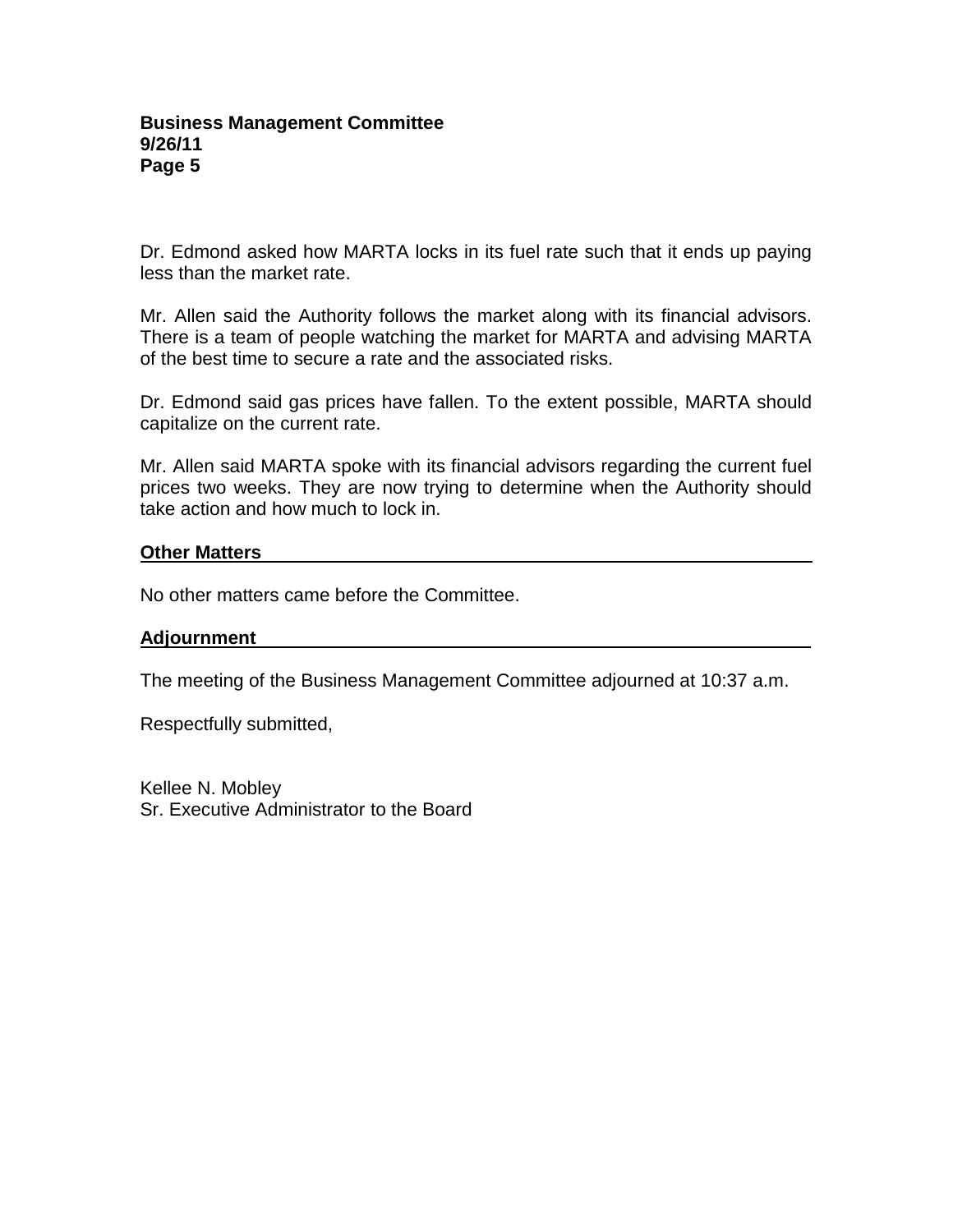Dr. Edmond asked how MARTA locks in its fuel rate such that it ends up paying less than the market rate.

Mr. Allen said the Authority follows the market along with its financial advisors. There is a team of people watching the market for MARTA and advising MARTA of the best time to secure a rate and the associated risks.

Dr. Edmond said gas prices have fallen. To the extent possible, MARTA should capitalize on the current rate.

Mr. Allen said MARTA spoke with its financial advisors regarding the current fuel prices two weeks. They are now trying to determine when the Authority should take action and how much to lock in.

## Other Matters

No other matters came before the Committee.

## Adjournment

The meeting of the Business Management Committee adjourned at 10:37 a.m.

Respectfully submitted,

Kellee N. Mobley
Sr. Executive Administrator to the Board